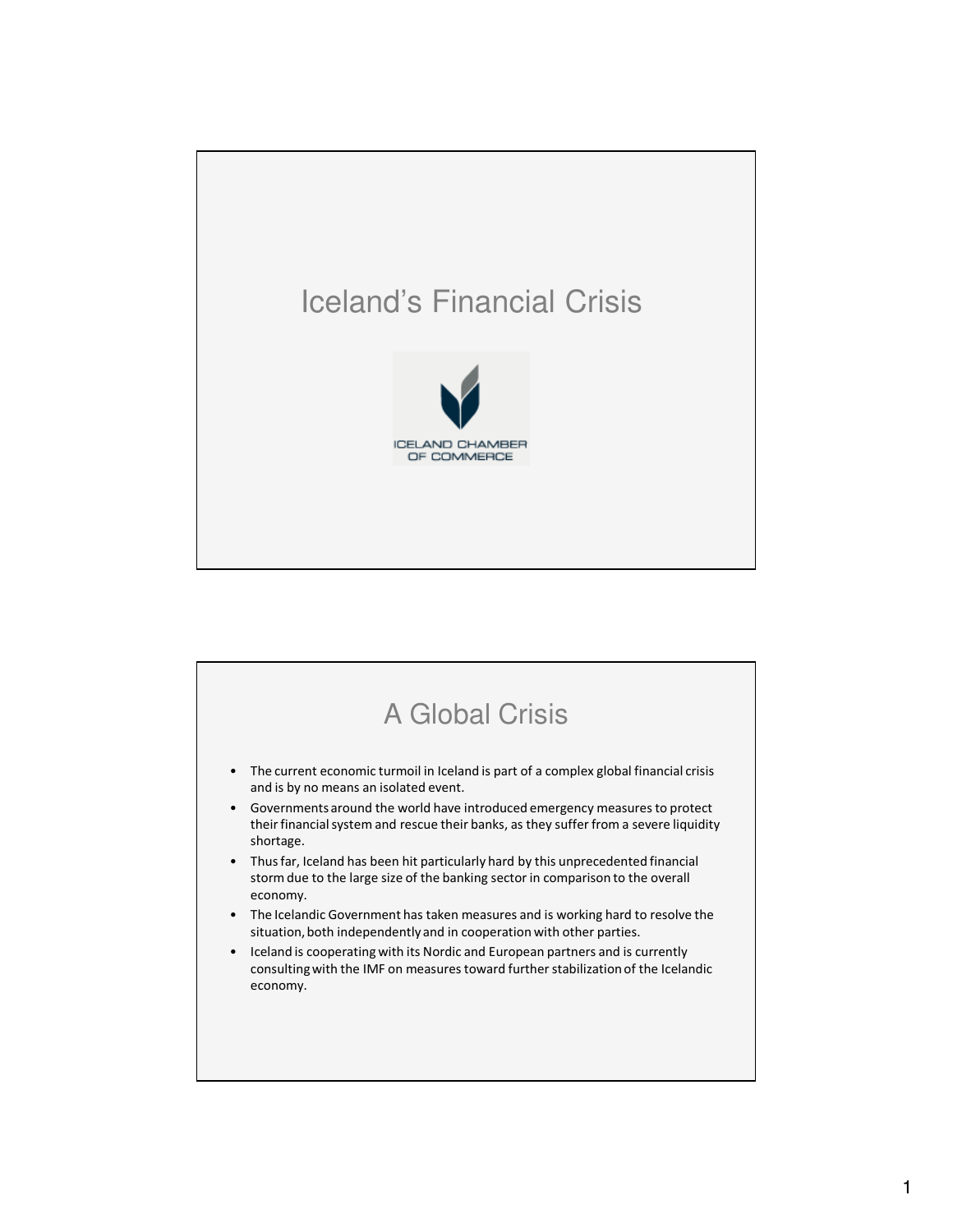# Iceland's Financial Crisis

ICELAND CHAMBER OF COMMERCE

## A Global Crisis

- The current economic turmoil in Iceland is part of a complex global financial crisis and is by no means an isolated event.
- Governments around the world have introduced emergency measures to protect their financial system and rescue their banks, as they suffer from a severe liquidity shortage.
- Thus far, Iceland has been hit particularly hard by this unprecedented financial storm due to the large size of the banking sector in comparison to the overall economy.
- The Icelandic Government has taken measures and is working hard to resolve the situation, both independently and in cooperation with other parties.
- Iceland is cooperating with its Nordic and European partners and is currently consulting with the IMF on measures toward further stabilization of the Icelandic economy.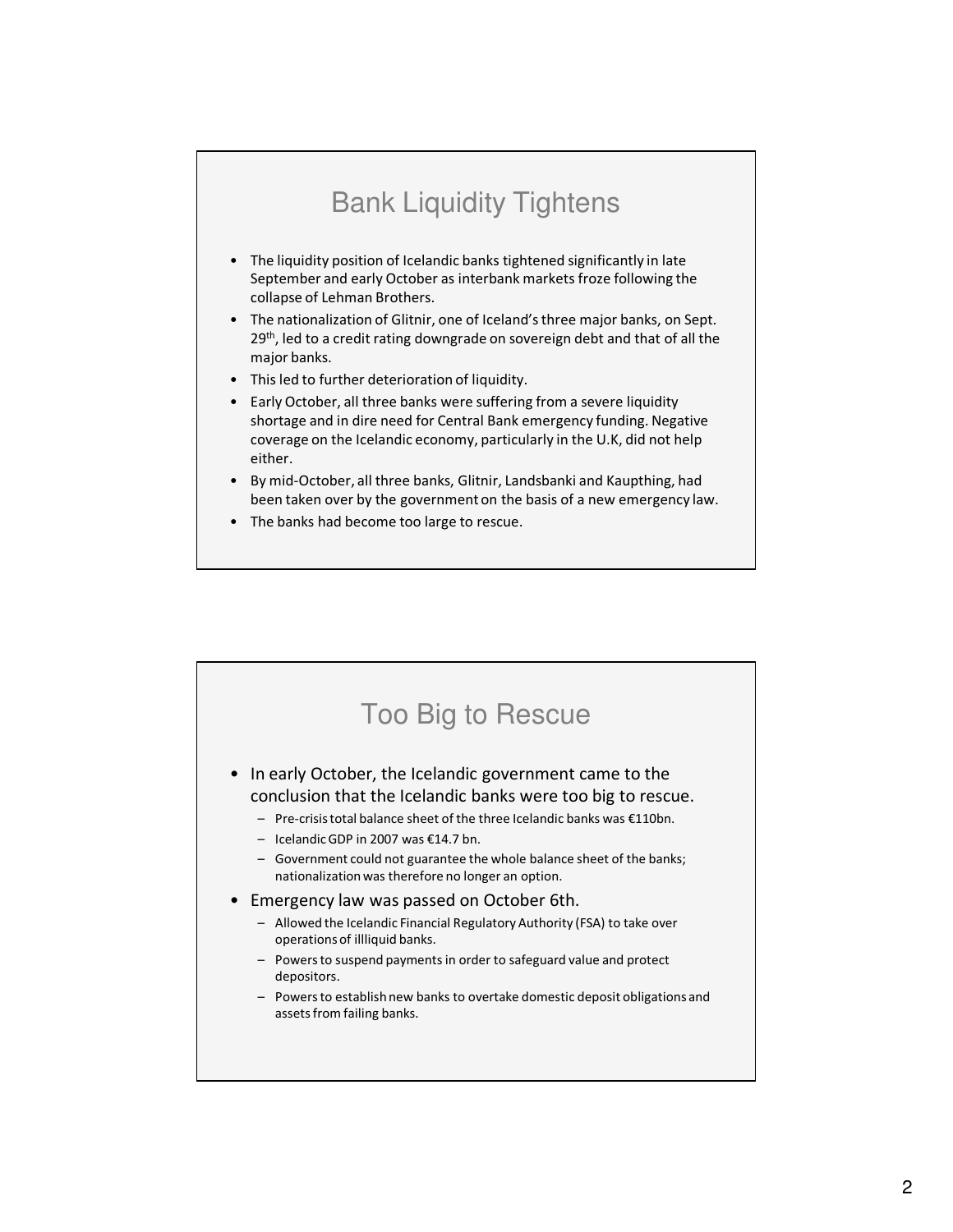## Bank Liquidity Tightens

- The liquidity position of Icelandic banks tightened significantly in late September and early October as interbank markets froze following the collapse of Lehman Brothers.
- The nationalization of Glitnir, one of Iceland's three major banks, on Sept. 29th, led to a credit rating downgrade on sovereign debt and that of all the major banks.
- This led to further deterioration of liquidity.
- Early October, all three banks were suffering from a severe liquidity shortage and in dire need for Central Bank emergency funding. Negative coverage on the Icelandic economy, particularly in the U.K, did not help either.
- By mid-October, all three banks, Glitnir, Landsbanki and Kaupthing, had been taken over by the government on the basis of a new emergency law.
- The banks had become too large to rescue.

## Too Big to Rescue

- In early October, the Icelandic government came to the conclusion that the Icelandic banks were too big to rescue.
  - Pre-crisis total balance sheet of the three Icelandic banks was €110bn.
  - Icelandic GDP in 2007 was €14.7 bn.
  - Government could not guarantee the whole balance sheet of the banks; nationalization was therefore no longer an option.
- Emergency law was passed on October 6th.
  - Allowed the Icelandic Financial Regulatory Authority (FSA) to take over operations of illliquid banks.
  - Powers to suspend payments in order to safeguard value and protect depositors.
  - Powers to establish new banks to overtake domestic deposit obligations and assets from failing banks.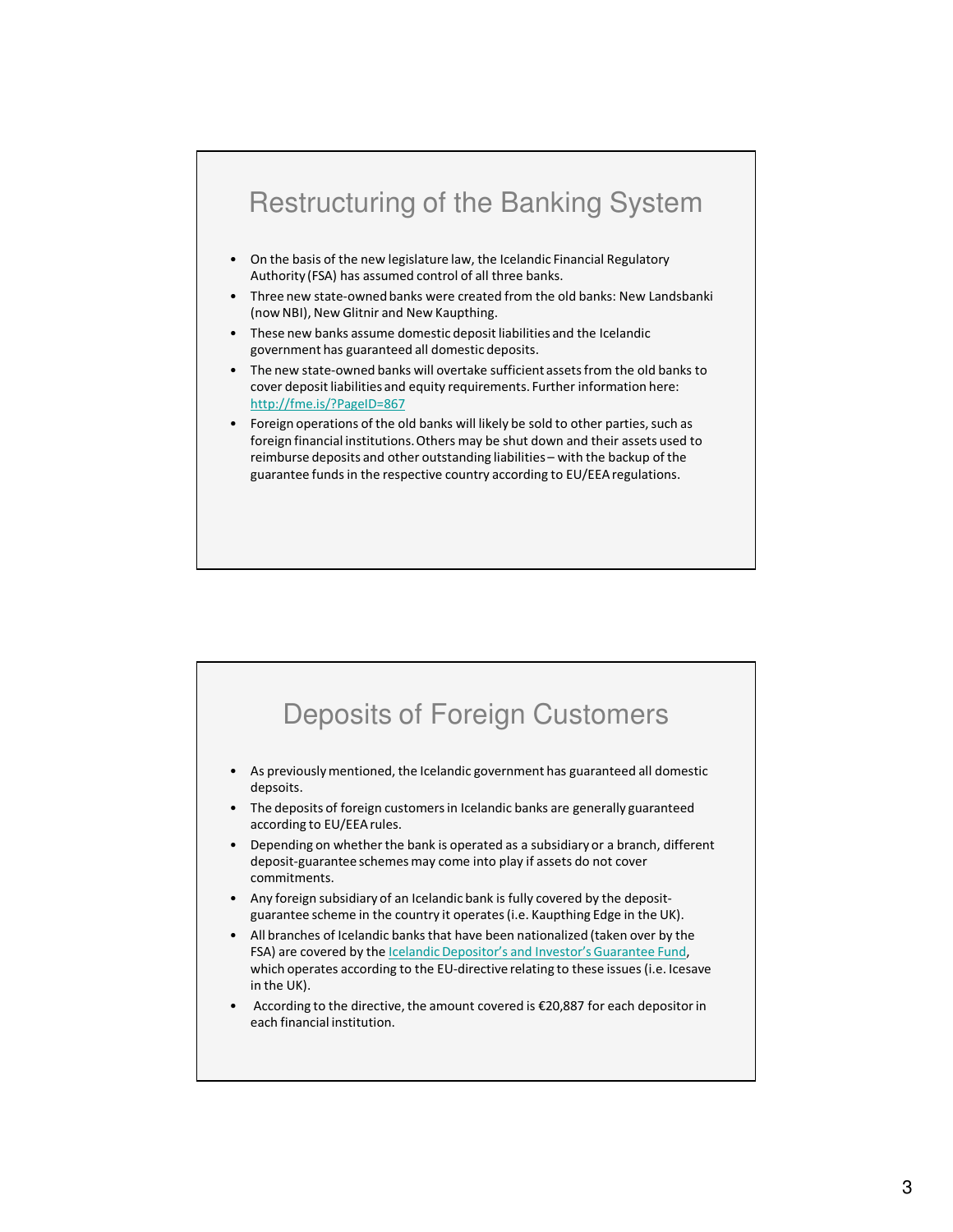## Restructuring of the Banking System

- On the basis of the new legislature law, the Icelandic Financial Regulatory Authority (FSA) has assumed control of all three banks.
- Three new state-owned banks were created from the old banks: New Landsbanki (now NBI), New Glitnir and New Kaupthing.
- These new banks assume domestic deposit liabilities and the Icelandic government has guaranteed all domestic deposits.
- The new state-owned banks will overtake sufficient assets from the old banks to cover deposit liabilities and equity requirements. Further information here: [http://fme.is/?PageID=867](http://fme.is/?PageID=867)
- Foreign operations of the old banks will likely be sold to other parties, such as foreign financial institutions. Others may be shut down and their assets used to reimburse deposits and other outstanding liabilities – with the backup of the guarantee funds in the respective country according to EU/EEA regulations.

## Deposits of Foreign Customers

- As previously mentioned, the Icelandic government has guaranteed all domestic depsoits.
- The deposits of foreign customers in Icelandic banks are generally guaranteed according to EU/EEA rules.
- Depending on whether the bank is operated as a subsidiary or a branch, different deposit-guarantee schemes may come into play if assets do not cover commitments.
- Any foreign subsidiary of an Icelandic bank is fully covered by the deposit-guarantee scheme in the country it operates (i.e. Kaupthing Edge in the UK).
- All branches of Icelandic banks that have been nationalized (taken over by the FSA) are covered by the Icelandic Depositor's and Investor's Guarantee Fund, which operates according to the EU-directive relating to these issues (i.e. Icesave in the UK).
- According to the directive, the amount covered is €20,887 for each depositor in each financial institution.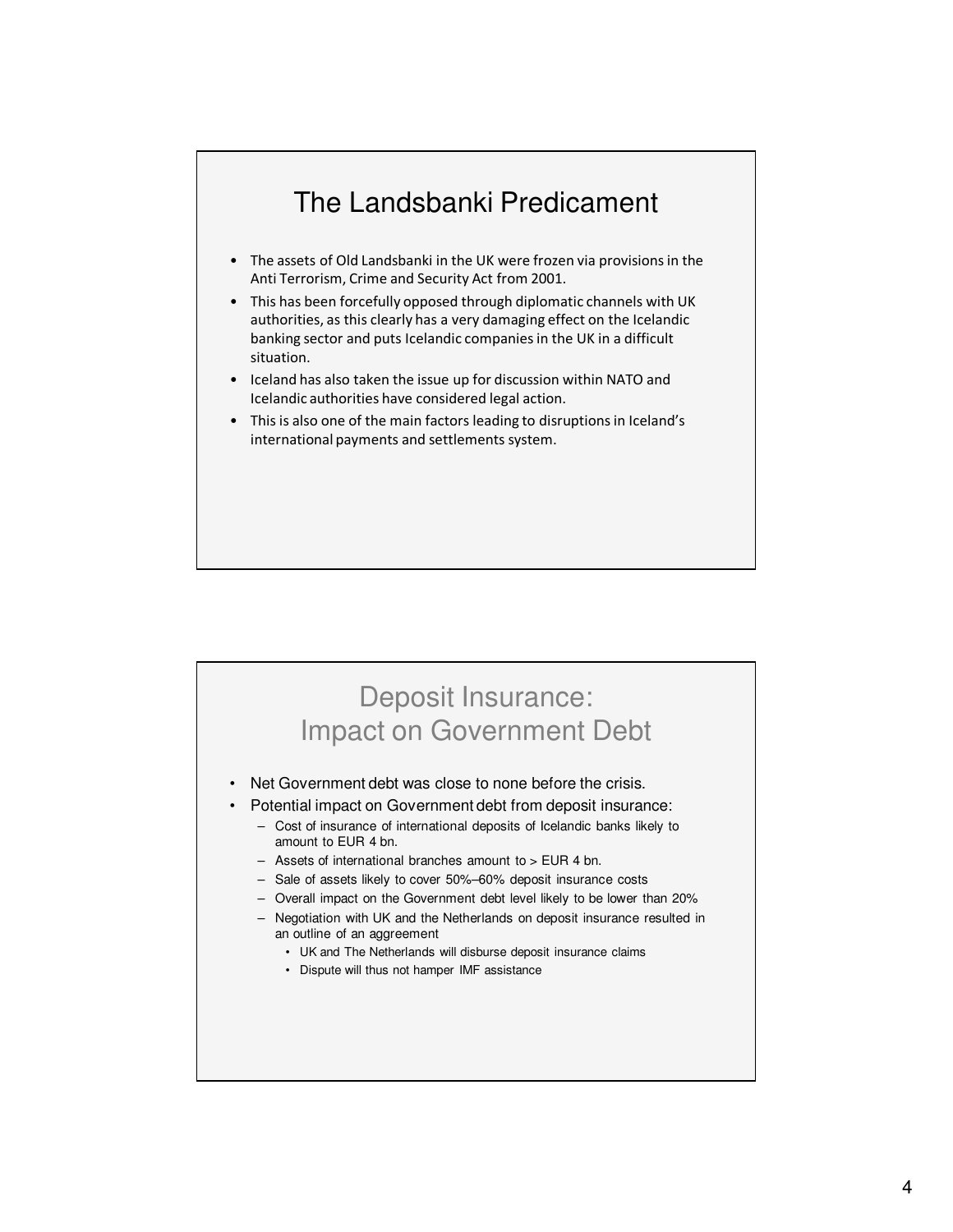## The Landsbanki Predicament

- The assets of Old Landsbanki in the UK were frozen via provisions in the Anti Terrorism, Crime and Security Act from 2001.
- This has been forcefully opposed through diplomatic channels with UK authorities, as this clearly has a very damaging effect on the Icelandic banking sector and puts Icelandic companies in the UK in a difficult situation.
- Iceland has also taken the issue up for discussion within NATO and Icelandic authorities have considered legal action.
- This is also one of the main factors leading to disruptions in Iceland's international payments and settlements system.

## Deposit Insurance: Impact on Government Debt

- Net Government debt was close to none before the crisis.
- Potential impact on Government debt from deposit insurance:
  - Cost of insurance of international deposits of Icelandic banks likely to amount to EUR 4 bn.
  - Assets of international branches amount to > EUR 4 bn.
  - Sale of assets likely to cover 50%–60% deposit insurance costs
  - Overall impact on the Government debt level likely to be lower than 20%
  - Negotiation with UK and the Netherlands on deposit insurance resulted in an outline of an aggreement
    - UK and The Netherlands will disburse deposit insurance claims
    - Dispute will thus not hamper IMF assistance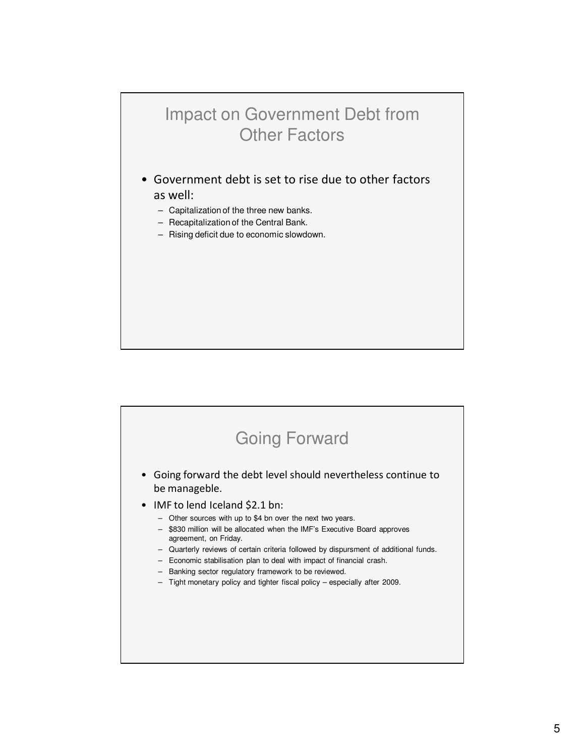## Impact on Government Debt from Other Factors

- Government debt is set to rise due to other factors as well:
  - Capitalization of the three new banks.
  - Recapitalization of the Central Bank.
  - Rising deficit due to economic slowdown.

## Going Forward

- Going forward the debt level should nevertheless continue to be manageble.
- IMF to lend Iceland $2.1 bn:
  - Other sources with up to $4 bn over the next two years.
  - $830 million will be allocated when the IMF's Executive Board approves agreement, on Friday.
  - Quarterly reviews of certain criteria followed by dispursment of additional funds.
  - Economic stabilisation plan to deal with impact of financial crash.
  - Banking sector regulatory framework to be reviewed.
  - Tight monetary policy and tighter fiscal policy – especially after 2009.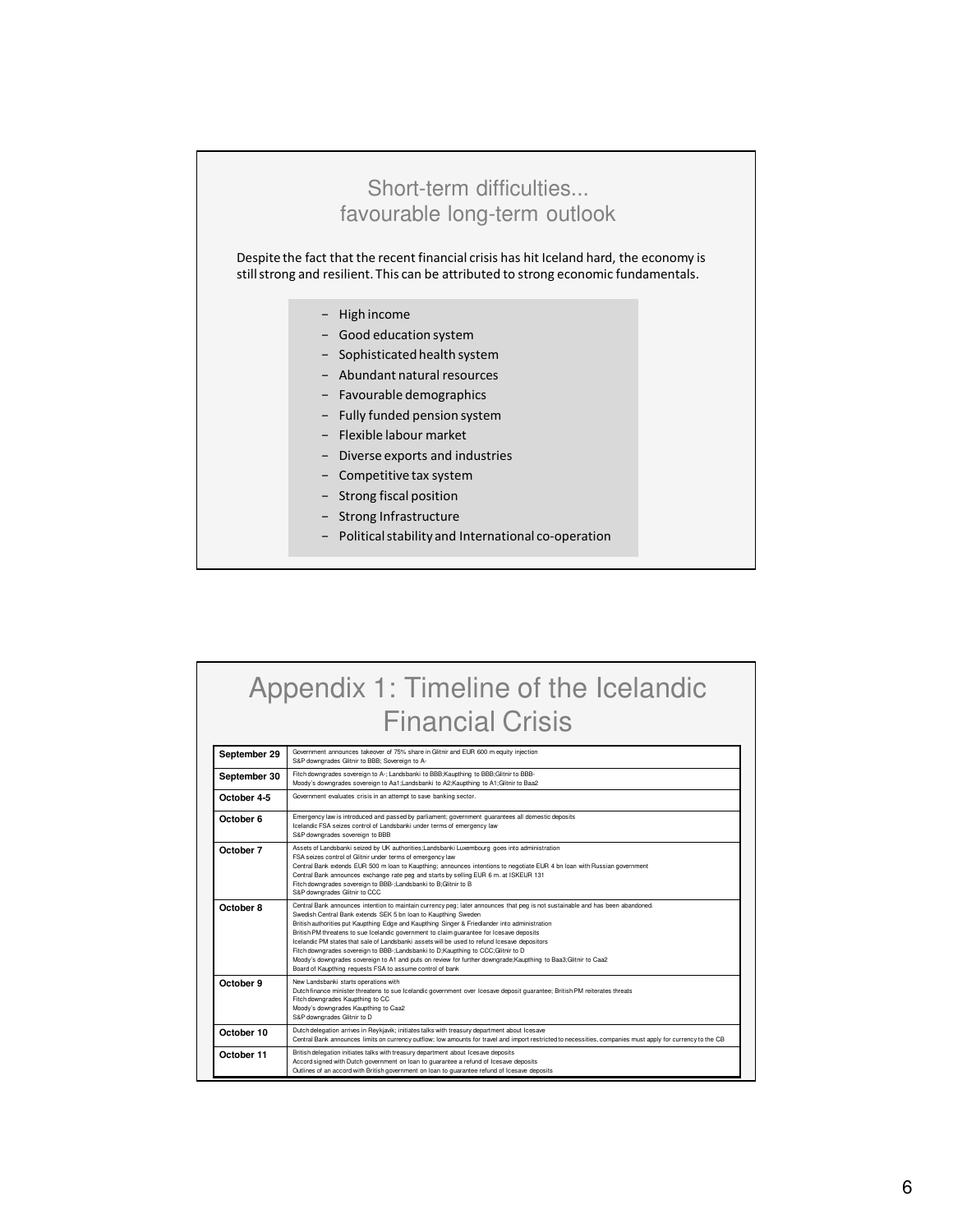## Short-term difficulties... favourable long-term outlook

Despite the fact that the recent financial crisis has hit Iceland hard, the economy is still strong and resilient. This can be attributed to strong economic fundamentals.

- High income
- Good education system
- Sophisticated health system
- Abundant natural resources
- Favourable demographics
- Fully funded pension system
- Flexible labour market
- Diverse exports and industries
- Competitive tax system
- Strong fiscal position
- Strong Infrastructure
- Political stability and International co-operation

## Appendix 1: Timeline of the Icelandic Financial Crisis

| Date | Events |
|---|---|
| **September 29** | Government announces takeover of 75% share in Glitnir and EUR 600 m equity injection<br>S&P downgrades Glitnir to BBB; Sovereign to A- |
| **September 30** | Fitch downgrades sovereign to A-; Landsbanki to BBB;Kaupthing to BBB;Glitnir to BBB-<br>Moody's downgrades sovereign to Aa1;Landsbanki to A2;Kaupthing to A1;Glitnir to Baa2 |
| **October 4-5** | Government evaluates crisis in an attempt to save banking sector. |
| **October 6** | Emergency law is introduced and passed by parliament; government guarantees all domestic deposits<br>Icelandic FSA seizes control of Landsbanki under terms of emergency law<br>S&P downgrades sovereign to BBB |
| **October 7** | Assets of Landsbanki seized by UK authorities;Landsbanki Luxembourg goes into administration<br>FSA seizes control of Glitnir under terms of emergency law<br>Central Bank extends EUR 500 m loan to Kaupthing; announces intentions to negotiate EUR 4 bn loan with Russian government<br>Central Bank announces exchange rate peg and starts by selling EUR 6 m. at ISKEUR 131<br>Fitch downgrades sovereign to BBB-;Landsbanki to B;Glitnir to B<br>S&P downgrades Glitnir to CCC |
| **October 8** | Central Bank announces intention to maintain currency peg; later announces that peg is not sustainable and has been abandoned.<br>Swedish Central Bank extends SEK 5 bn loan to Kaupthing Sweden<br>British authorities put Kaupthing Edge and Kaupthing Singer & Friedlander into administration<br>British PM threatens to sue Icelandic government to claim guarantee for Icesave deposits<br>Icelandic PM states that sale of Landsbanki assets will be used to refund Icesave depositors<br>Fitch downgrades sovereign to BBB-;Landsbanki to D;Kaupthing to CCC;Glitnir to D<br>Moody's downgrades sovereign to A1 and puts on review for further downgrade;Kaupthing to Baa3;Glitnir to Caa2<br>Board of Kaupthing requests FSA to assume control of bank |
| **October 9** | New Landsbanki starts operations with<br>Dutch finance minister threatens to sue Icelandic government over Icesave deposit guarantee; British PM reiterates threats<br>Fitch downgrades Kaupthing to CC<br>Moody's downgrades Kaupthing to Caa2<br>S&P downgrades Glitnir to D |
| **October 10** | Dutch delegation arrives in Reykjavik; initiates talks with treasury department about Icesave<br>Central Bank announces limits on currency outflow; low amounts for travel and import restricted to necessities, companies must apply for currency to the CB |
| **October 11** | British delegation initiates talks with treasury department about Icesave deposits<br>Accord signed with Dutch government on loan to guarantee a refund of Icesave deposits<br>Outlines of an accord with British government on loan to guarantee refund of Icesave deposits |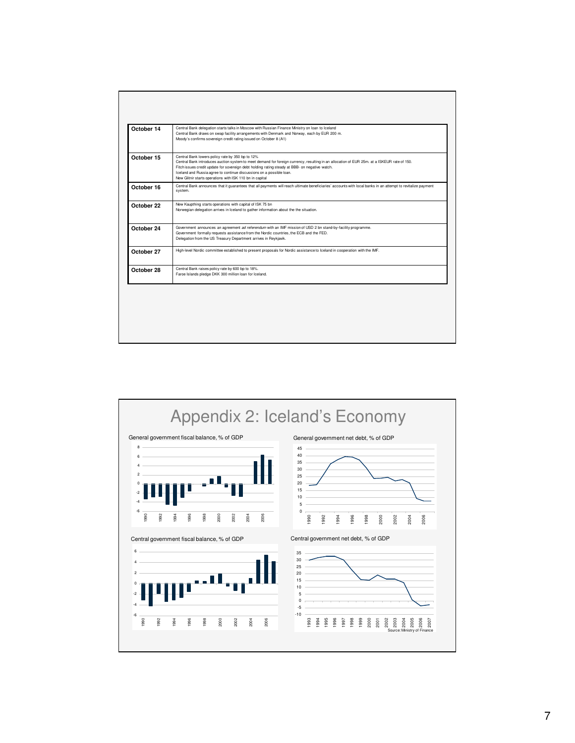| | |
|---|---|
| **October 14** | Central Bank delegation starts talks in Moscow with Russian Finance Ministry on loan to Iceland<br>Central Bank draws on swap facility arrangements with Denmark and Norway, each by EUR 200 m.<br>Moody's confirms sovereign credit rating issued on October 8 (A1) |
| **October 15** | Central Bank lowers policy rate by 350 bp to 12%.<br>Central Bank introduces auction system to meet demand for foreign currency, resulting in an allocation of EUR 25m. at a ISKEUR rate of 150.<br>Fitch issues credit update for sovereign debt holding rating steady at BBB- on negative watch.<br>Iceland and Russia agree to continue discussions on a possible loan.<br>New Glitnir starts operations with ISK 110 bn in capital |
| **October 16** | Central Bank announces that it guarantees that all payments will reach ultimate beneficiaries' accounts with local banks in an attempt to revitalize payment system. |
| **October 22** | New Kaupthing starts operations with capital of ISK 75 bn<br>Norwegian delegation arrives in Iceland to gather information about the the situation. |
| **October 24** | Government announces an agreement *ad referendum* with an IMF mission of USD 2 bn stand-by-facility programme.<br>Government formally requests assistance from the Nordic countries, the ECB and the FED.<br>Delegation from the US Treasury Department arrives in Reykjavik. |
| **October 27** | High-level Nordic committee established to present proposals for Nordic assistance to Iceland in cooperation with the IMF. |
| **October 28** | Central Bank raises policy rate by 600 bp to 18%.<br>Faroe Islands pledge DKK 300 million loan for Iceland. |

# Appendix 2: Iceland's Economy

General government fiscal balance, % of GDP

General government net debt, % of GDP

Central government fiscal balance, % of GDP

Central government net debt, % of GDP

Source: Ministry of Finance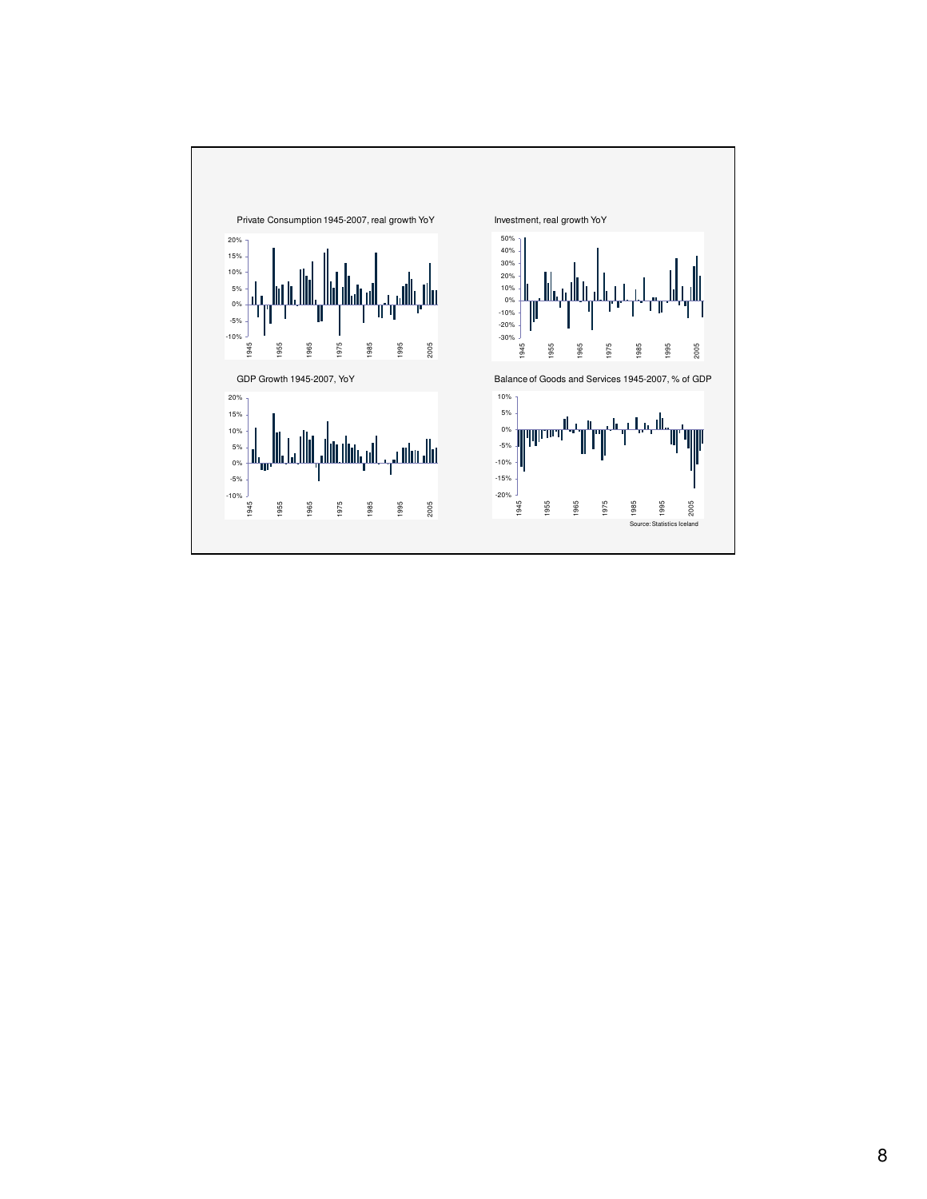Private Consumption 1945-2007, real growth YoY

20%
15%
10%
5%
0%
-5%
-10%

1945
1955
1965
1975
1985
1995
2005

Investment, real growth YoY

50%
40%
30%
20%
10%
0%
-10%
-20%
-30%

1945
1955
1965
1975
1985
1995
2005

GDP Growth 1945-2007, YoY

20%
15%
10%
5%
0%
-5%
-10%

1945
1955
1965
1975
1985
1995
2005

Balance of Goods and Services 1945-2007, % of GDP

10%
5%
0%
-5%
-10%
-15%
-20%

1945
1955
1965
1975
1985
1995
2005

Source: Statistics Iceland